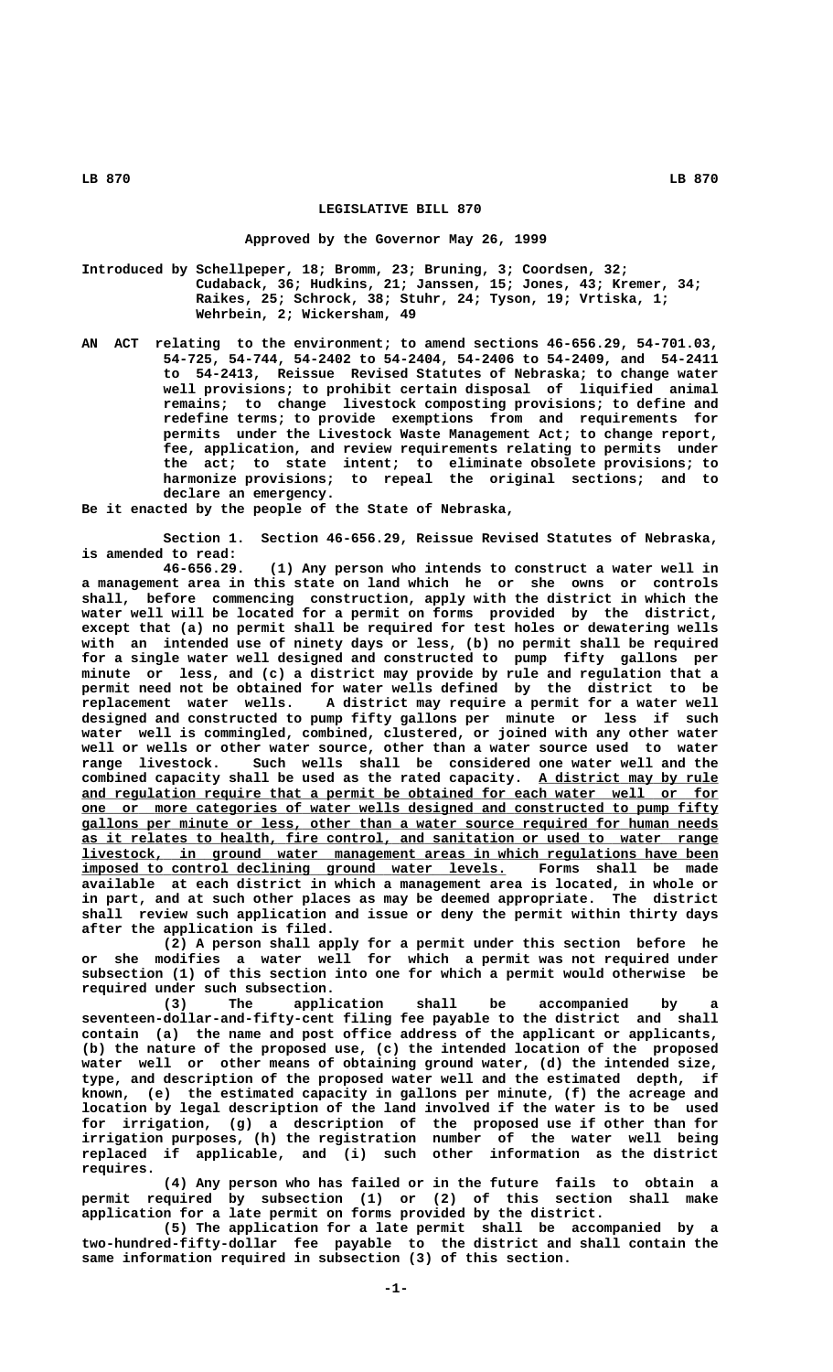# LEGISLATIVE BILL 870

**Approved by the Governor May 26, 1999**

Introduced by Schellpeper, 18; Bromm, 23; Bruning, 3; Coordsen, 32; Cudaback, 36; Hudkins, 21; Janssen, 15; Jones, 43; Kremer, 34; Raikes, 25; Schrock, 38; Stuhr, 24; Tyson, 19; Vrtiska, 1; Wehrbein, 2; Wickersham, 49

AN ACT relating to the environment; to amend sections 46-656.29, 54-701.03, 54-725, 54-744, 54-2402 to 54-2404, 54-2406 to 54-2409, and 54-2411 to 54-2413, Reissue Revised Statutes of Nebraska; to change water well provisions; to prohibit certain disposal of liquified animal remains; to change livestock composting provisions; to define and redefine terms; to provide exemptions from and requirements for permits under the Livestock Waste Management Act; to change report, fee, application, and review requirements relating to permits under the act; to state intent; to eliminate obsolete provisions; to harmonize provisions; to repeal the original sections; and to declare an emergency.

Be it enacted by the people of the State of Nebraska,

Section 1. Section 46-656.29, Reissue Revised Statutes of Nebraska, is amended to read:

46-656.29. (1) Any person who intends to construct a water well in a management area in this state on land which he or she owns or controls shall, before commencing construction, apply with the district in which the water well will be located for a permit on forms provided by the district, except that (a) no permit shall be required for test holes or dewatering wells with an intended use of ninety days or less, (b) no permit shall be required for a single water well designed and constructed to pump fifty gallons per minute or less, and (c) a district may provide by rule and regulation that a permit need not be obtained for water wells defined by the district to be replacement water wells. A district may require a permit for a water well designed and constructed to pump fifty gallons per minute or less if such water well is commingled, combined, clustered, or joined with any other water well or wells or other water source, other than a water source used to water range livestock. Such wells shall be considered one water well and the combined capacity shall be used as the rated capacity. <u>A district may by rule and regulation require that a permit be obtained for each water well or for one or more categories of water wells designed and constructed to pump fifty gallons per minute or less, other than a water source required for human needs as it relates to health, fire control, and sanitation or used to water range livestock, in ground water management areas in which regulations have been imposed to control declining ground water levels.</u> Forms shall be made available at each district in which a management area is located, in whole or in part, and at such other places as may be deemed appropriate. The district shall review such application and issue or deny the permit within thirty days after the application is filed.

(2) A person shall apply for a permit under this section before he or she modifies a water well for which a permit was not required under subsection (1) of this section into one for which a permit would otherwise be required under such subsection.

(3) The application shall be accompanied by a seventeen-dollar-and-fifty-cent filing fee payable to the district and shall contain (a) the name and post office address of the applicant or applicants, (b) the nature of the proposed use, (c) the intended location of the proposed water well or other means of obtaining ground water, (d) the intended size, type, and description of the proposed water well and the estimated depth, if known, (e) the estimated capacity in gallons per minute, (f) the acreage and location by legal description of the land involved if the water is to be used for irrigation, (g) a description of the proposed use if other than for irrigation purposes, (h) the registration number of the water well being replaced if applicable, and (i) such other information as the district requires.

(4) Any person who has failed or in the future fails to obtain a permit required by subsection (1) or (2) of this section shall make application for a late permit on forms provided by the district.

(5) The application for a late permit shall be accompanied by a two-hundred-fifty-dollar fee payable to the district and shall contain the same information required in subsection (3) of this section.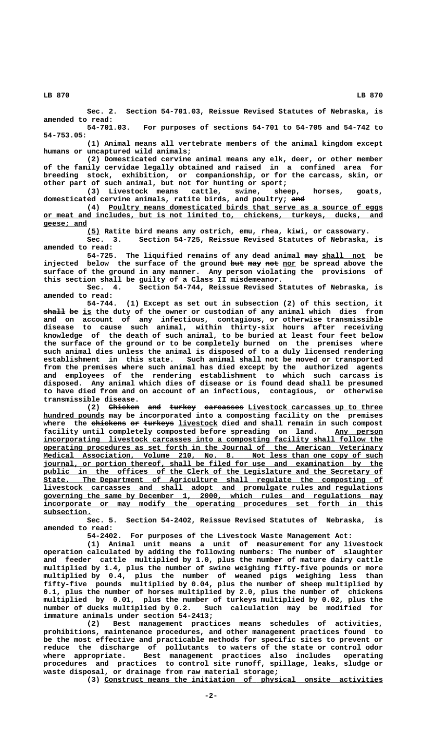Sec. 2. Section 54-701.03, Reissue Revised Statutes of Nebraska, is amended to read:

54-701.03. For purposes of sections 54-701 to 54-705 and 54-742 to 54-753.05:

(1) Animal means all vertebrate members of the animal kingdom except humans or uncaptured wild animals;

(2) Domesticated cervine animal means any elk, deer, or other member of the family cervidae legally obtained and raised in a confined area for breeding stock, exhibition, or companionship, or for the carcass, skin, or other part of such animal, but not for hunting or sport;

(3) Livestock means cattle, swine, sheep, horses, goats, domesticated cervine animals, ratite birds, and poultry; ~~and~~

(4) Poultry means domesticated birds that serve as a source of eggs or meat and includes, but is not limited to, chickens, turkeys, ducks, and geese; and

(5) Ratite bird means any ostrich, emu, rhea, kiwi, or cassowary.

Sec. 3. Section 54-725, Reissue Revised Statutes of Nebraska, is amended to read:

54-725. The liquified remains of any dead animal ~~may~~ shall not be injected below the surface of the ground ~~but may not~~ nor be spread above the surface of the ground in any manner. Any person violating the provisions of this section shall be guilty of a Class II misdemeanor.

Sec. 4. Section 54-744, Reissue Revised Statutes of Nebraska, is amended to read:

54-744. (1) Except as set out in subsection (2) of this section, it ~~shall be~~ is the duty of the owner or custodian of any animal which dies from and on account of any infectious, contagious, or otherwise transmissible disease to cause such animal, within thirty-six hours after receiving knowledge of the death of such animal, to be buried at least four feet below the surface of the ground or to be completely burned on the premises where such animal dies unless the animal is disposed of to a duly licensed rendering establishment in this state. Such animal shall not be moved or transported from the premises where such animal has died except by the authorized agents and employees of the rendering establishment to which such carcass is disposed. Any animal which dies of disease or is found dead shall be presumed to have died from and on account of an infectious, contagious, or otherwise transmissible disease.

(2) ~~Chicken and turkey carcasses~~ Livestock carcasses up to three hundred pounds may be incorporated into a composting facility on the premises where the ~~chickens or turkeys~~ livestock died and shall remain in such compost facility until completely composted before spreading on land. Any person incorporating livestock carcasses into a composting facility shall follow the operating procedures as set forth in the Journal of the American Veterinary Medical Association, Volume 210, No. 8. Not less than one copy of such journal, or portion thereof, shall be filed for use and examination by the public in the offices of the Clerk of the Legislature and the Secretary of State. The Department of Agriculture shall regulate the composting of livestock carcasses and shall adopt and promulgate rules and regulations governing the same by December 1, 2000, which rules and regulations may incorporate or may modify the operating procedures set forth in this subsection.

Sec. 5. Section 54-2402, Reissue Revised Statutes of Nebraska, is amended to read:

54-2402. For purposes of the Livestock Waste Management Act:

(1) Animal unit means a unit of measurement for any livestock operation calculated by adding the following numbers: The number of slaughter and feeder cattle multiplied by 1.0, plus the number of mature dairy cattle multiplied by 1.4, plus the number of swine weighing fifty-five pounds or more multiplied by 0.4, plus the number of weaned pigs weighing less than fifty-five pounds multiplied by 0.04, plus the number of sheep multiplied by 0.1, plus the number of horses multiplied by 2.0, plus the number of chickens multiplied by 0.01, plus the number of turkeys multiplied by 0.02, plus the number of ducks multiplied by 0.2. Such calculation may be modified for immature animals under section 54-2413;

(2) Best management practices means schedules of activities, prohibitions, maintenance procedures, and other management practices found to be the most effective and practicable methods for specific sites to prevent or reduce the discharge of pollutants to waters of the state or control odor where appropriate. Best management practices also includes operating procedures and practices to control site runoff, spillage, leaks, sludge or waste disposal, or drainage from raw material storage;

(3) Construct means the initiation of physical onsite activities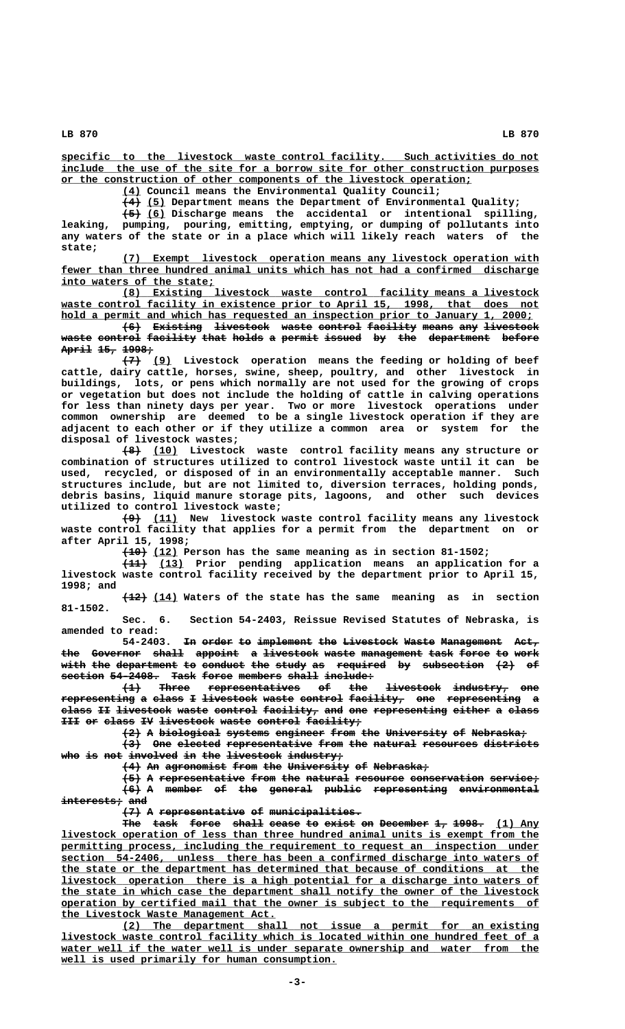specific to the livestock waste control facility. Such activities do not include the use of the site for a borrow site for other construction purposes or the construction of other components of the livestock operation;

(4) Council means the Environmental Quality Council;

~~(4)~~ (5) Department means the Department of Environmental Quality;

~~(5)~~ (6) Discharge means the accidental or intentional spilling, leaking, pumping, pouring, emitting, emptying, or dumping of pollutants into any waters of the state or in a place which will likely reach waters of the state;

(7) Exempt livestock operation means any livestock operation with fewer than three hundred animal units which has not had a confirmed discharge into waters of the state;

(8) Existing livestock waste control facility means a livestock waste control facility in existence prior to April 15, 1998, that does not hold a permit and which has requested an inspection prior to January 1, 2000;

~~(6) Existing livestock waste control facility means any livestock waste control facility that holds a permit issued by the department before April 15, 1998;~~

~~(7)~~ (9) Livestock operation means the feeding or holding of beef cattle, dairy cattle, horses, swine, sheep, poultry, and other livestock in buildings, lots, or pens which normally are not used for the growing of crops or vegetation but does not include the holding of cattle in calving operations for less than ninety days per year. Two or more livestock operations under common ownership are deemed to be a single livestock operation if they are adjacent to each other or if they utilize a common area or system for the disposal of livestock wastes;

~~(8)~~ (10) Livestock waste control facility means any structure or combination of structures utilized to control livestock waste until it can be used, recycled, or disposed of in an environmentally acceptable manner. Such structures include, but are not limited to, diversion terraces, holding ponds, debris basins, liquid manure storage pits, lagoons, and other such devices utilized to control livestock waste;

~~(9)~~ (11) New livestock waste control facility means any livestock waste control facility that applies for a permit from the department on or after April 15, 1998;

~~(10)~~ (12) Person has the same meaning as in section 81-1502;

~~(11)~~ (13) Prior pending application means an application for a livestock waste control facility received by the department prior to April 15, 1998; and

~~(12)~~ (14) Waters of the state has the same meaning as in section 81-1502.

Sec. 6. Section 54-2403, Reissue Revised Statutes of Nebraska, is amended to read:

54-2403. ~~In order to implement the Livestock Waste Management Act, the Governor shall appoint a livestock waste management task force to work with the department to conduct the study as required by subsection (2) of section 54-2408. Task force members shall include:~~

~~(1) Three representatives of the livestock industry, one representing a class I livestock waste control facility, one representing a class II livestock waste control facility, and one representing either a class III or class IV livestock waste control facility;~~

~~(2) A biological systems engineer from the University of Nebraska;~~

~~(3) One elected representative from the natural resources districts who is not involved in the livestock industry;~~

~~(4) An agronomist from the University of Nebraska;~~

~~(5) A representative from the natural resource conservation service;~~

~~(6) A member of the general public representing environmental interests; and~~

~~(7) A representative of municipalities.~~

~~The task force shall cease to exist on December 1, 1998.~~ (1) Any livestock operation of less than three hundred animal units is exempt from the permitting process, including the requirement to request an inspection under section 54-2406, unless there has been a confirmed discharge into waters of the state or the department has determined that because of conditions at the livestock operation there is a high potential for a discharge into waters of the state in which case the department shall notify the owner of the livestock operation by certified mail that the owner is subject to the requirements of the Livestock Waste Management Act.

(2) The department shall not issue a permit for an existing livestock waste control facility which is located within one hundred feet of a water well if the water well is under separate ownership and water from the well is used primarily for human consumption.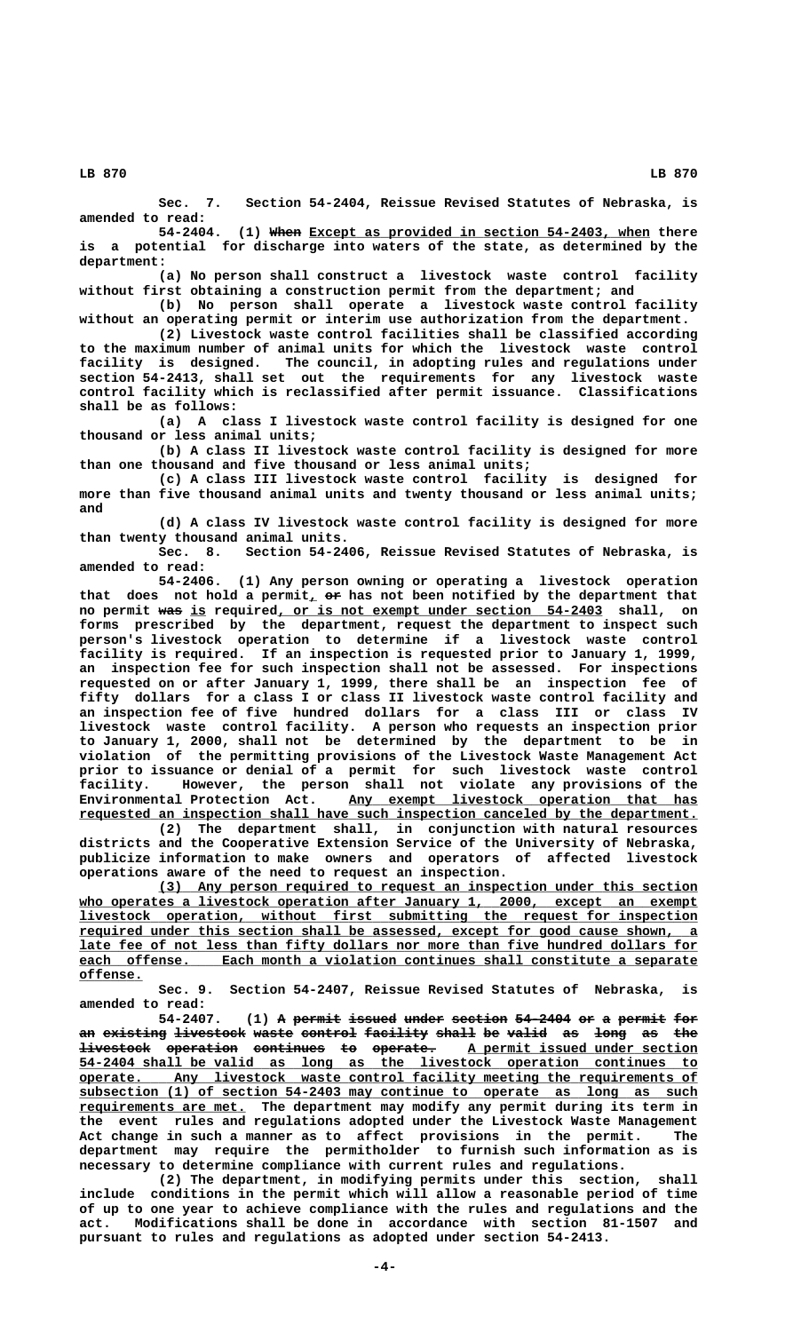Sec. 7. Section 54-2404, Reissue Revised Statutes of Nebraska, is amended to read:

54-2404. (1) When Except as provided in section 54-2403, when there is a potential for discharge into waters of the state, as determined by the department:

(a) No person shall construct a livestock waste control facility without first obtaining a construction permit from the department; and

(b) No person shall operate a livestock waste control facility without an operating permit or interim use authorization from the department.

(2) Livestock waste control facilities shall be classified according to the maximum number of animal units for which the livestock waste control facility is designed. The council, in adopting rules and regulations under section 54-2413, shall set out the requirements for any livestock waste control facility which is reclassified after permit issuance. Classifications shall be as follows:

(a) A class I livestock waste control facility is designed for one thousand or less animal units;

(b) A class II livestock waste control facility is designed for more than one thousand and five thousand or less animal units;

(c) A class III livestock waste control facility is designed for more than five thousand animal units and twenty thousand or less animal units; and

(d) A class IV livestock waste control facility is designed for more than twenty thousand animal units.

Sec. 8. Section 54-2406, Reissue Revised Statutes of Nebraska, is amended to read:

54-2406. (1) Any person owning or operating a livestock operation that does not hold a permit, or has not been notified by the department that no permit was is required, or is not exempt under section 54-2403 shall, on forms prescribed by the department, request the department to inspect such person's livestock operation to determine if a livestock waste control facility is required. If an inspection is requested prior to January 1, 1999, an inspection fee for such inspection shall not be assessed. For inspections requested on or after January 1, 1999, there shall be an inspection fee of fifty dollars for a class I or class II livestock waste control facility and an inspection fee of five hundred dollars for a class III or class IV livestock waste control facility. A person who requests an inspection prior to January 1, 2000, shall not be determined by the department to be in violation of the permitting provisions of the Livestock Waste Management Act prior to issuance or denial of a permit for such livestock waste control facility. However, the person shall not violate any provisions of the Environmental Protection Act. Any exempt livestock operation that has requested an inspection shall have such inspection canceled by the department.

(2) The department shall, in conjunction with natural resources districts and the Cooperative Extension Service of the University of Nebraska, publicize information to make owners and operators of affected livestock operations aware of the need to request an inspection.

(3) Any person required to request an inspection under this section who operates a livestock operation after January 1, 2000, except an exempt livestock operation, without first submitting the request for inspection required under this section shall be assessed, except for good cause shown, a late fee of not less than fifty dollars nor more than five hundred dollars for each offense. Each month a violation continues shall constitute a separate offense.

Sec. 9. Section 54-2407, Reissue Revised Statutes of Nebraska, is amended to read:

54-2407. (1) A permit issued under section 54-2404 or a permit for an existing livestock waste control facility shall be valid as long as the livestock operation continues to operate. A permit issued under section 54-2404 shall be valid as long as the livestock operation continues to operate. Any livestock waste control facility meeting the requirements of subsection (1) of section 54-2403 may continue to operate as long as such requirements are met. The department may modify any permit during its term in the event rules and regulations adopted under the Livestock Waste Management Act change in such a manner as to affect provisions in the permit. The department may require the permitholder to furnish such information as is necessary to determine compliance with current rules and regulations.

(2) The department, in modifying permits under this section, shall include conditions in the permit which will allow a reasonable period of time of up to one year to achieve compliance with the rules and regulations and the act. Modifications shall be done in accordance with section 81-1507 and pursuant to rules and regulations as adopted under section 54-2413.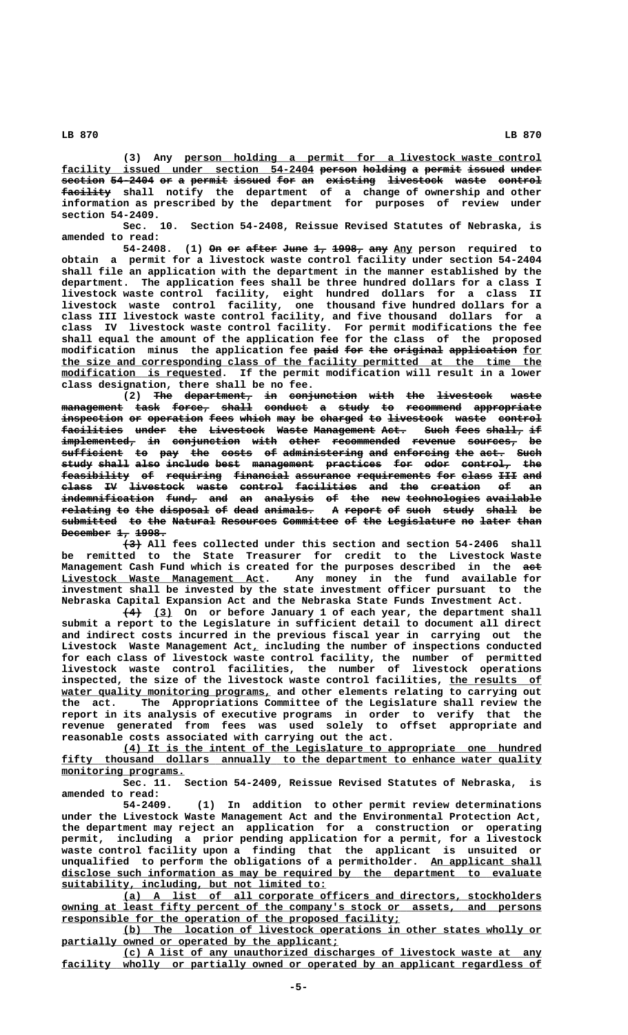(3) Any person holding a permit for a livestock waste control facility issued under section 54-2404 ~~person holding a permit issued under section 54-2404 or a permit issued for an existing livestock waste control facility~~ shall notify the department of a change of ownership and other information as prescribed by the department for purposes of review under section 54-2409.

Sec. 10. Section 54-2408, Reissue Revised Statutes of Nebraska, is amended to read:

54-2408. (1) ~~On or after June 1, 1998, any~~ Any person required to obtain a permit for a livestock waste control facility under section 54-2404 shall file an application with the department in the manner established by the department. The application fees shall be three hundred dollars for a class I livestock waste control facility, eight hundred dollars for a class II livestock waste control facility, one thousand five hundred dollars for a class III livestock waste control facility, and five thousand dollars for a class IV livestock waste control facility. For permit modifications the fee shall equal the amount of the application fee for the class of the proposed modification minus the application fee ~~paid for the original application~~ for the size and corresponding class of the facility permitted at the time the modification is requested. If the permit modification will result in a lower class designation, there shall be no fee.

(2) ~~The department, in conjunction with the livestock waste management task force, shall conduct a study to recommend appropriate inspection or operation fees which may be charged to livestock waste control facilities under the Livestock Waste Management Act. Such fees shall, if implemented, in conjunction with other recommended revenue sources, be sufficient to pay the costs of administering and enforcing the act. Such study shall also include best management practices for odor control, the feasibility of requiring financial assurance requirements for class III and class IV livestock waste control facilities and the creation of an indemnification fund, and an analysis of the new technologies available relating to the disposal of dead animals. A report of such study shall be submitted to the Natural Resources Committee of the Legislature no later than December 1, 1998.~~

~~(3)~~ All fees collected under this section and section 54-2406 shall be remitted to the State Treasurer for credit to the Livestock Waste Management Cash Fund which is created for the purposes described in the ~~act~~ Livestock Waste Management Act. Any money in the fund available for investment shall be invested by the state investment officer pursuant to the Nebraska Capital Expansion Act and the Nebraska State Funds Investment Act.

~~(4)~~ (3) On or before January 1 of each year, the department shall submit a report to the Legislature in sufficient detail to document all direct and indirect costs incurred in the previous fiscal year in carrying out the Livestock Waste Management Act, including the number of inspections conducted for each class of livestock waste control facility, the number of permitted livestock waste control facilities, the number of livestock operations inspected, the size of the livestock waste control facilities, the results of water quality monitoring programs, and other elements relating to carrying out the act. The Appropriations Committee of the Legislature shall review the report in its analysis of executive programs in order to verify that the revenue generated from fees was used solely to offset appropriate and reasonable costs associated with carrying out the act.

(4) It is the intent of the Legislature to appropriate one hundred fifty thousand dollars annually to the department to enhance water quality monitoring programs.

Sec. 11. Section 54-2409, Reissue Revised Statutes of Nebraska, is amended to read:

54-2409. (1) In addition to other permit review determinations under the Livestock Waste Management Act and the Environmental Protection Act, the department may reject an application for a construction or operating permit, including a prior pending application for a permit, for a livestock waste control facility upon a finding that the applicant is unsuited or unqualified to perform the obligations of a permitholder. An applicant shall disclose such information as may be required by the department to evaluate suitability, including, but not limited to:

(a) A list of all corporate officers and directors, stockholders owning at least fifty percent of the company's stock or assets, and persons responsible for the operation of the proposed facility;

(b) The location of livestock operations in other states wholly or partially owned or operated by the applicant;

(c) A list of any unauthorized discharges of livestock waste at any facility wholly or partially owned or operated by an applicant regardless of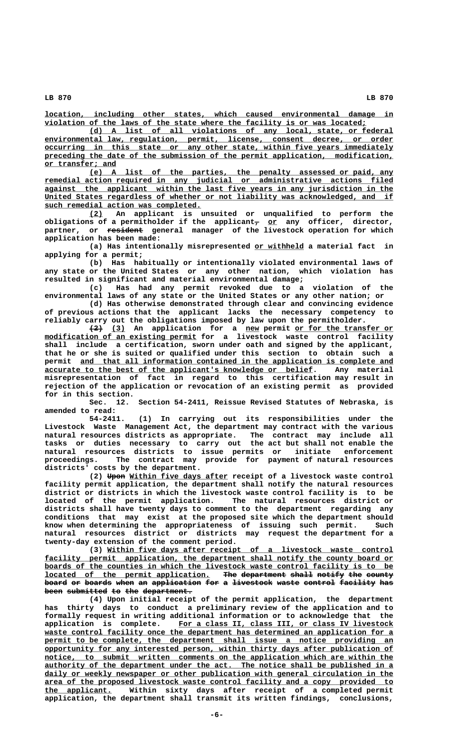location, including other states, which caused environmental damage in violation of the laws of the state where the facility is or was located;

(d) A list of all violations of any local, state, or federal environmental law, regulation, permit, license, consent decree, or order occurring in this state or any other state, within five years immediately preceding the date of the submission of the permit application, modification, or transfer; and

(e) A list of the parties, the penalty assessed or paid, any remedial action required in any judicial or administrative actions filed against the applicant within the last five years in any jurisdiction in the United States regardless of whether or not liability was acknowledged, and if such remedial action was completed.

(2) An applicant is unsuited or unqualified to perform the obligations of a permitholder if the applicant, or any officer, director, partner, or resident general manager of the livestock operation for which application has been made:

(a) Has intentionally misrepresented or withheld a material fact in applying for a permit;

(b) Has habitually or intentionally violated environmental laws of any state or the United States or any other nation, which violation has resulted in significant and material environmental damage;

(c) Has had any permit revoked due to a violation of the environmental laws of any state or the United States or any other nation; or

(d) Has otherwise demonstrated through clear and convincing evidence of previous actions that the applicant lacks the necessary competency to reliably carry out the obligations imposed by law upon the permitholder.

(2) (3) An application for a new permit or for the transfer or modification of an existing permit for a livestock waste control facility shall include a certification, sworn under oath and signed by the applicant, that he or she is suited or qualified under this section to obtain such a permit and that all information contained in the application is complete and accurate to the best of the applicant's knowledge or belief. Any material misrepresentation of fact in regard to this certification may result in rejection of the application or revocation of an existing permit as provided for in this section.

Sec. 12. Section 54-2411, Reissue Revised Statutes of Nebraska, is amended to read:

54-2411. (1) In carrying out its responsibilities under the Livestock Waste Management Act, the department may contract with the various natural resources districts as appropriate. The contract may include all tasks or duties necessary to carry out the act but shall not enable the natural resources districts to issue permits or initiate enforcement proceedings. The contract may provide for payment of natural resources districts' costs by the department.

(2) Upon Within five days after receipt of a livestock waste control facility permit application, the department shall notify the natural resources district or districts in which the livestock waste control facility is to be located of the permit application. The natural resources district or districts shall have twenty days to comment to the department regarding any conditions that may exist at the proposed site which the department should know when determining the appropriateness of issuing such permit. Such natural resources district or districts may request the department for a twenty-day extension of the comment period.

(3) Within five days after receipt of a livestock waste control facility permit application, the department shall notify the county board or boards of the counties in which the livestock waste control facility is to be located of the permit application. The department shall notify the county board or boards when an application for a livestock waste control facility has been submitted to the department.

(4) Upon initial receipt of the permit application, the department has thirty days to conduct a preliminary review of the application and to formally request in writing additional information or to acknowledge that the application is complete. For a class II, class III, or class IV livestock waste control facility once the department has determined an application for a permit to be complete, the department shall issue a notice providing an opportunity for any interested person, within thirty days after publication of notice, to submit written comments on the application which are within the authority of the department under the act. The notice shall be published in a daily or weekly newspaper or other publication with general circulation in the area of the proposed livestock waste control facility and a copy provided to the applicant. Within sixty days after receipt of a completed permit application, the department shall transmit its written findings, conclusions,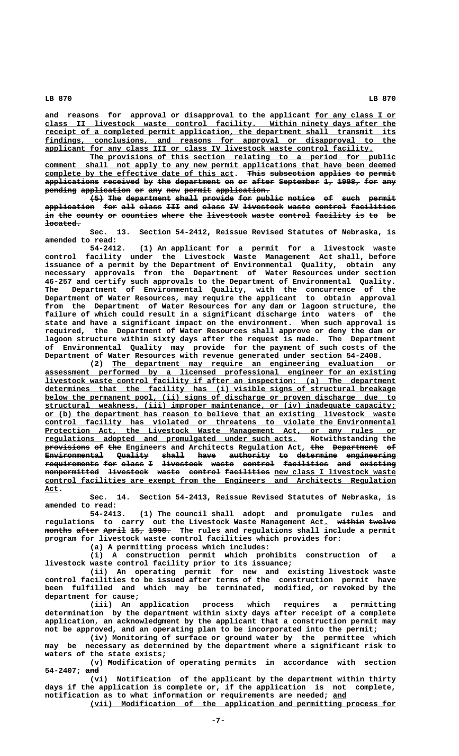and reasons for approval or disapproval to the applicant for any class I or class II livestock waste control facility. Within ninety days after the receipt of a completed permit application, the department shall transmit its findings, conclusions, and reasons for approval or disapproval to the applicant for any class III or class IV livestock waste control facility.

The provisions of this section relating to a period for public comment shall not apply to any new permit applications that have been deemed complete by the effective date of this act. ~~This subsection applies to permit applications received by the department on or after September 1, 1998, for any pending application or any new permit application.~~

~~(5) The department shall provide for public notice of such permit application for all class III and class IV livestock waste control facilities in the county or counties where the livestock waste control facility is to be located.~~

Sec. 13. Section 54-2412, Reissue Revised Statutes of Nebraska, is amended to read:

54-2412. (1) An applicant for a permit for a livestock waste control facility under the Livestock Waste Management Act shall, before issuance of a permit by the Department of Environmental Quality, obtain any necessary approvals from the Department of Water Resources under section 46-257 and certify such approvals to the Department of Environmental Quality. The Department of Environmental Quality, with the concurrence of the Department of Water Resources, may require the applicant to obtain approval from the Department of Water Resources for any dam or lagoon structure, the failure of which could result in a significant discharge into waters of the state and have a significant impact on the environment. When such approval is required, the Department of Water Resources shall approve or deny the dam or lagoon structure within sixty days after the request is made. The Department of Environmental Quality may provide for the payment of such costs of the Department of Water Resources with revenue generated under section 54-2408.

(2) The department may require an engineering evaluation or assessment performed by a licensed professional engineer for an existing livestock waste control facility if after an inspection: (a) The department determines that the facility has (i) visible signs of structural breakage below the permanent pool, (ii) signs of discharge or proven discharge due to structural weakness, (iii) improper maintenance, or (iv) inadequate capacity; or (b) the department has reason to believe that an existing livestock waste control facility has violated or threatens to violate the Environmental Protection Act, the Livestock Waste Management Act, or any rules or regulations adopted and promulgated under such acts. Notwithstanding the ~~provisions of the~~ Engineers and Architects Regulation Act, ~~the Department of Environmental Quality shall have authority to determine engineering requirements for class I livestock waste control facilities and existing nonpermitted livestock waste control facilities~~ new class I livestock waste control facilities are exempt from the Engineers and Architects Regulation Act.

Sec. 14. Section 54-2413, Reissue Revised Statutes of Nebraska, is amended to read:

54-2413. (1) The council shall adopt and promulgate rules and regulations to carry out the Livestock Waste Management Act. ~~within twelve months after April 15, 1998.~~ The rules and regulations shall include a permit program for livestock waste control facilities which provides for:

(a) A permitting process which includes:

(i) A construction permit which prohibits construction of a livestock waste control facility prior to its issuance;

(ii) An operating permit for new and existing livestock waste control facilities to be issued after terms of the construction permit have been fulfilled and which may be terminated, modified, or revoked by the department for cause;

(iii) An application process which requires a permitting determination by the department within sixty days after receipt of a complete application, an acknowledgment by the applicant that a construction permit may not be approved, and an operating plan to be incorporated into the permit;

(iv) Monitoring of surface or ground water by the permittee which may be necessary as determined by the department where a significant risk to waters of the state exists;

(v) Modification of operating permits in accordance with section 54-2407; ~~and~~

(vi) Notification of the applicant by the department within thirty days if the application is complete or, if the application is not complete, notification as to what information or requirements are needed; and

(vii) Modification of the application and permitting process for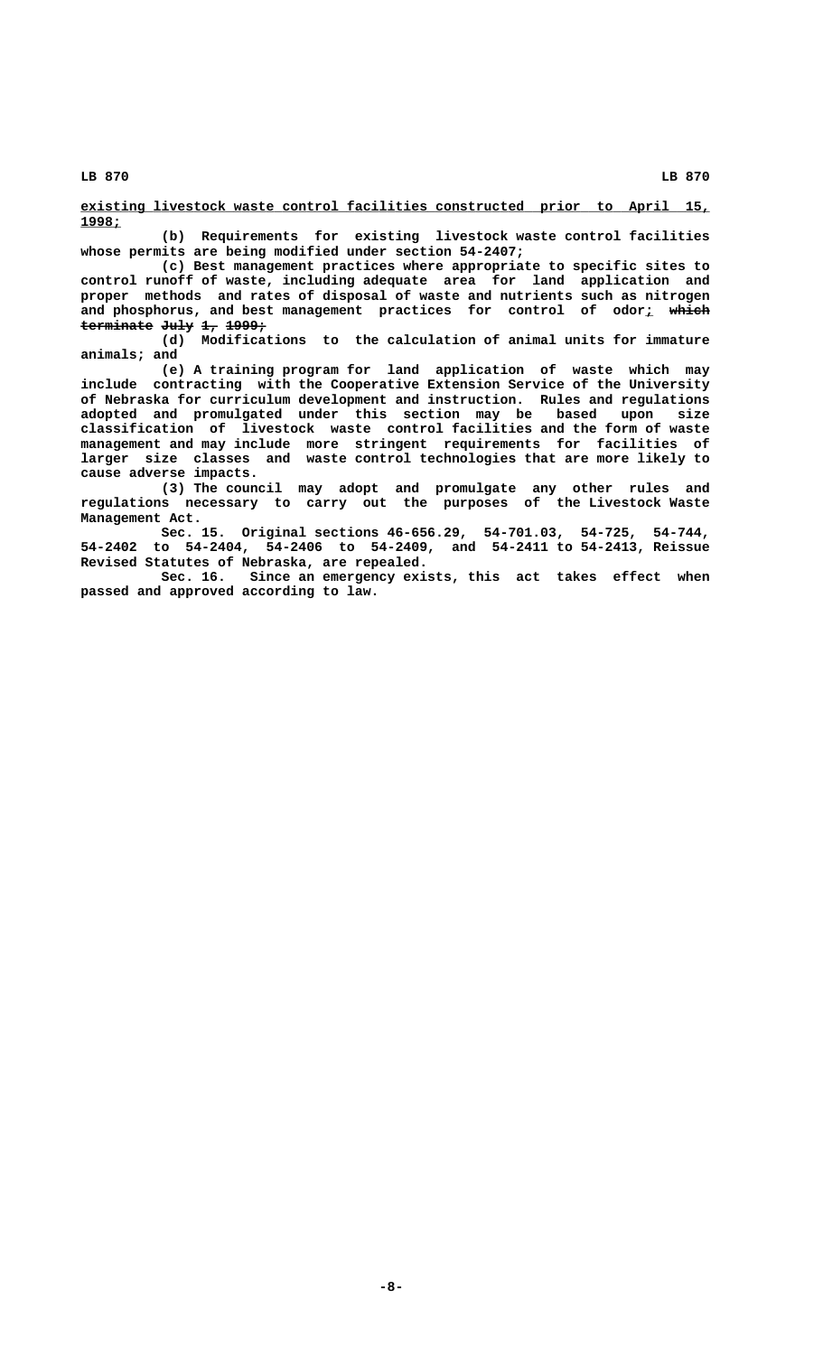existing livestock waste control facilities constructed prior to April 15, 1998;

(b) Requirements for existing livestock waste control facilities whose permits are being modified under section 54-2407;

(c) Best management practices where appropriate to specific sites to control runoff of waste, including adequate area for land application and proper methods and rates of disposal of waste and nutrients such as nitrogen and phosphorus, and best management practices for control of odor; ~~which terminate July 1, 1999;~~

(d) Modifications to the calculation of animal units for immature animals; and

(e) A training program for land application of waste which may include contracting with the Cooperative Extension Service of the University of Nebraska for curriculum development and instruction. Rules and regulations adopted and promulgated under this section may be based upon size classification of livestock waste control facilities and the form of waste management and may include more stringent requirements for facilities of larger size classes and waste control technologies that are more likely to cause adverse impacts.

(3) The council may adopt and promulgate any other rules and regulations necessary to carry out the purposes of the Livestock Waste Management Act.

Sec. 15. Original sections 46-656.29, 54-701.03, 54-725, 54-744, 54-2402 to 54-2404, 54-2406 to 54-2409, and 54-2411 to 54-2413, Reissue Revised Statutes of Nebraska, are repealed.

Sec. 16. Since an emergency exists, this act takes effect when passed and approved according to law.